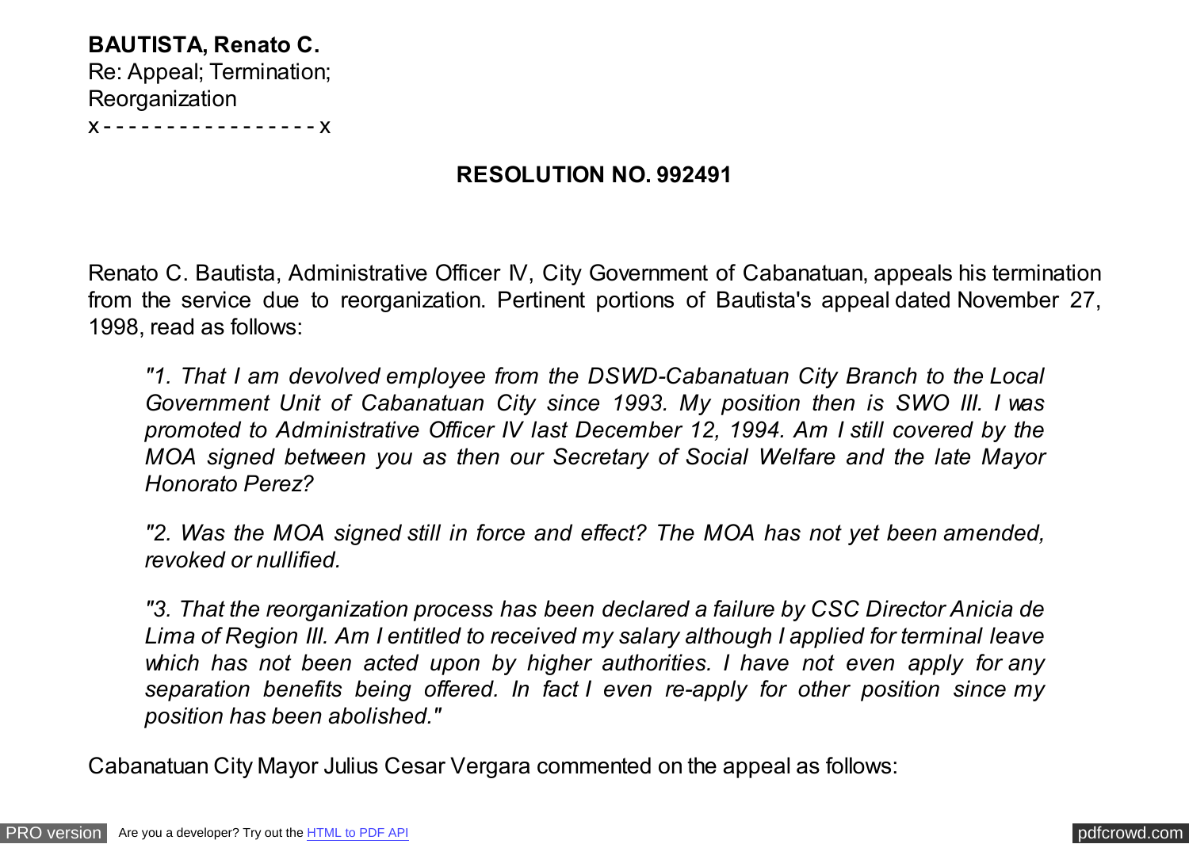**BAUTISTA, Renato C.**
Re: Appeal; Termination;
Reorganization
x - - - - - - - - - - - - - - - - - x

**RESOLUTION NO. 992491**

Renato C. Bautista, Administrative Officer IV, City Government of Cabanatuan, appeals his termination from the service due to reorganization. Pertinent portions of Bautista's appeal dated November 27, 1998, read as follows:

> *"1. That I am devolved employee from the DSWD-Cabanatuan City Branch to the Local Government Unit of Cabanatuan City since 1993. My position then is SWO III. I was promoted to Administrative Officer IV last December 12, 1994. Am I still covered by the MOA signed between you as then our Secretary of Social Welfare and the late Mayor Honorato Perez?*
>
> *"2. Was the MOA signed still in force and effect? The MOA has not yet been amended, revoked or nullified.*
>
> *"3. That the reorganization process has been declared a failure by CSC Director Anicia de Lima of Region III. Am I entitled to received my salary although I applied for terminal leave which has not been acted upon by higher authorities. I have not even apply for any separation benefits being offered. In fact I even re-apply for other position since my position has been abolished."*

Cabanatuan City Mayor Julius Cesar Vergara commented on the appeal as follows: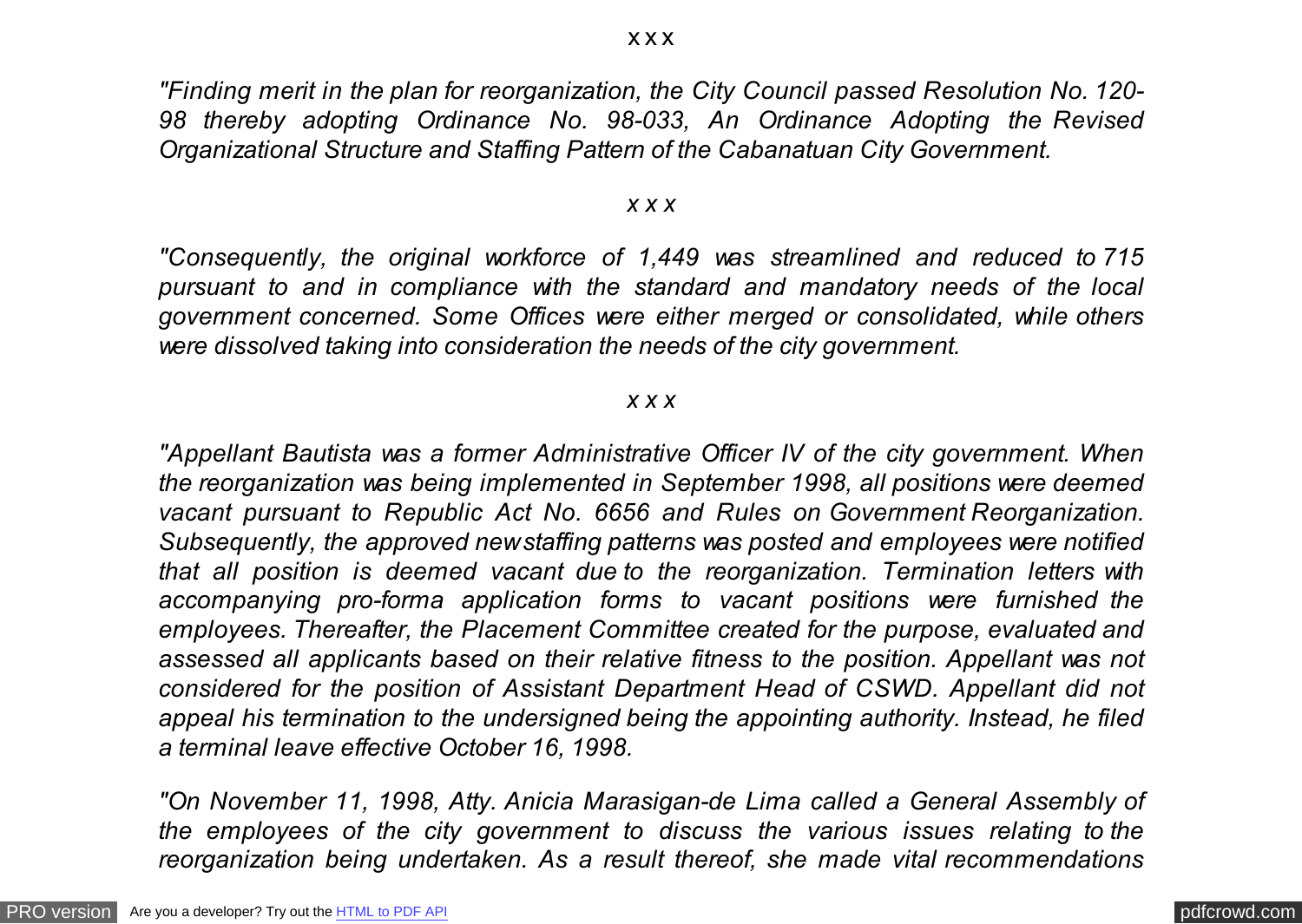x x x

*"Finding merit in the plan for reorganization, the City Council passed Resolution No. 120-98 thereby adopting Ordinance No. 98-033, An Ordinance Adopting the Revised Organizational Structure and Staffing Pattern of the Cabanatuan City Government.*

*x x x*

*"Consequently, the original workforce of 1,449 was streamlined and reduced to 715 pursuant to and in compliance with the standard and mandatory needs of the local government concerned. Some Offices were either merged or consolidated, while others were dissolved taking into consideration the needs of the city government.*

*x x x*

*"Appellant Bautista was a former Administrative Officer IV of the city government. When the reorganization was being implemented in September 1998, all positions were deemed vacant pursuant to Republic Act No. 6656 and Rules on Government Reorganization. Subsequently, the approved new staffing patterns was posted and employees were notified that all position is deemed vacant due to the reorganization. Termination letters with accompanying pro-forma application forms to vacant positions were furnished the employees. Thereafter, the Placement Committee created for the purpose, evaluated and assessed all applicants based on their relative fitness to the position. Appellant was not considered for the position of Assistant Department Head of CSWD. Appellant did not appeal his termination to the undersigned being the appointing authority. Instead, he filed a terminal leave effective October 16, 1998.*

*"On November 11, 1998, Atty. Anicia Marasigan-de Lima called a General Assembly of the employees of the city government to discuss the various issues relating to the reorganization being undertaken. As a result thereof, she made vital recommendations*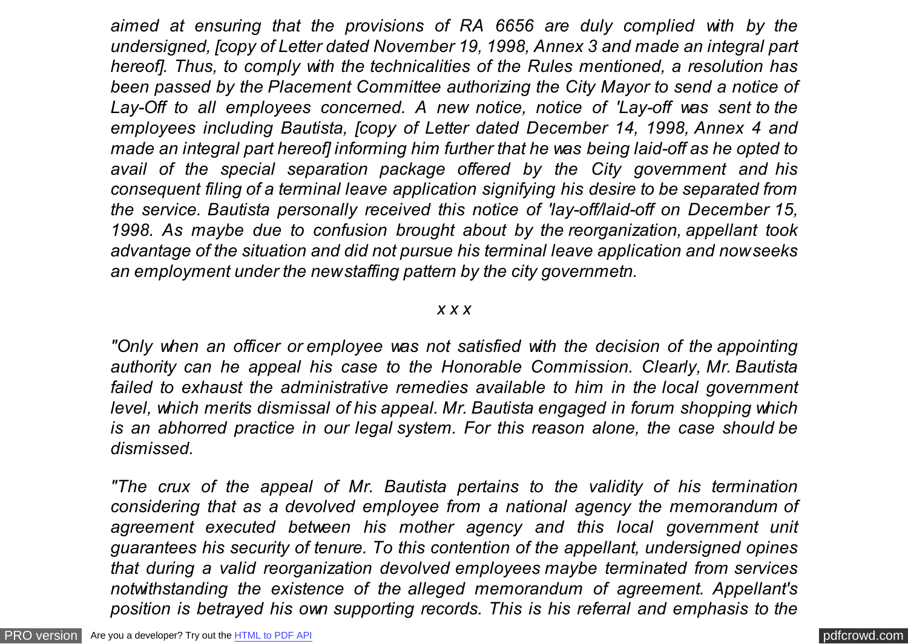*aimed at ensuring that the provisions of RA 6656 are duly complied with by the undersigned, [copy of Letter dated November 19, 1998, Annex 3 and made an integral part hereof]. Thus, to comply with the technicalities of the Rules mentioned, a resolution has been passed by the Placement Committee authorizing the City Mayor to send a notice of Lay-Off to all employees concerned. A new notice, notice of 'Lay-off was sent to the employees including Bautista, [copy of Letter dated December 14, 1998, Annex 4 and made an integral part hereof] informing him further that he was being laid-off as he opted to avail of the special separation package offered by the City government and his consequent filing of a terminal leave application signifying his desire to be separated from the service. Bautista personally received this notice of 'lay-off/laid-off on December 15, 1998. As maybe due to confusion brought about by the reorganization, appellant took advantage of the situation and did not pursue his terminal leave application and now seeks an employment under the new staffing pattern by the city governmetn.*

*x x x*

*"Only when an officer or employee was not satisfied with the decision of the appointing authority can he appeal his case to the Honorable Commission. Clearly, Mr. Bautista failed to exhaust the administrative remedies available to him in the local government level, which merits dismissal of his appeal. Mr. Bautista engaged in forum shopping which is an abhorred practice in our legal system. For this reason alone, the case should be dismissed.*

*"The crux of the appeal of Mr. Bautista pertains to the validity of his termination considering that as a devolved employee from a national agency the memorandum of agreement executed between his mother agency and this local government unit guarantees his security of tenure. To this contention of the appellant, undersigned opines that during a valid reorganization devolved employees maybe terminated from services notwithstanding the existence of the alleged memorandum of agreement. Appellant's position is betrayed his own supporting records. This is his referral and emphasis to the*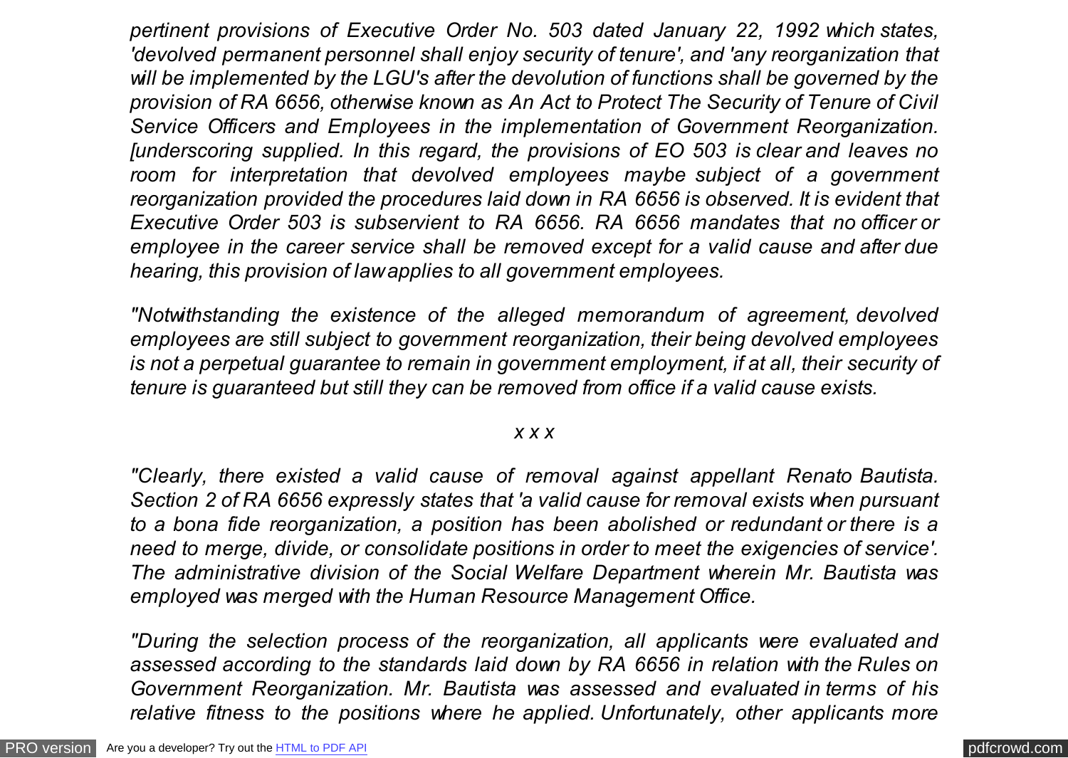*pertinent provisions of Executive Order No. 503 dated January 22, 1992 which states, 'devolved permanent personnel shall enjoy security of tenure', and 'any reorganization that will be implemented by the LGU's after the devolution of functions shall be governed by the provision of RA 6656, otherwise known as An Act to Protect The Security of Tenure of Civil Service Officers and Employees in the implementation of Government Reorganization. [underscoring supplied. In this regard, the provisions of EO 503 is clear and leaves no room for interpretation that devolved employees maybe subject of a government reorganization provided the procedures laid down in RA 6656 is observed. It is evident that Executive Order 503 is subservient to RA 6656. RA 6656 mandates that no officer or employee in the career service shall be removed except for a valid cause and after due hearing, this provision of law applies to all government employees.*

*"Notwithstanding the existence of the alleged memorandum of agreement, devolved employees are still subject to government reorganization, their being devolved employees is not a perpetual guarantee to remain in government employment, if at all, their security of tenure is guaranteed but still they can be removed from office if a valid cause exists.*

*x x x*

*"Clearly, there existed a valid cause of removal against appellant Renato Bautista. Section 2 of RA 6656 expressly states that 'a valid cause for removal exists when pursuant to a bona fide reorganization, a position has been abolished or redundant or there is a need to merge, divide, or consolidate positions in order to meet the exigencies of service'. The administrative division of the Social Welfare Department wherein Mr. Bautista was employed was merged with the Human Resource Management Office.*

*"During the selection process of the reorganization, all applicants were evaluated and assessed according to the standards laid down by RA 6656 in relation with the Rules on Government Reorganization. Mr. Bautista was assessed and evaluated in terms of his relative fitness to the positions where he applied. Unfortunately, other applicants more*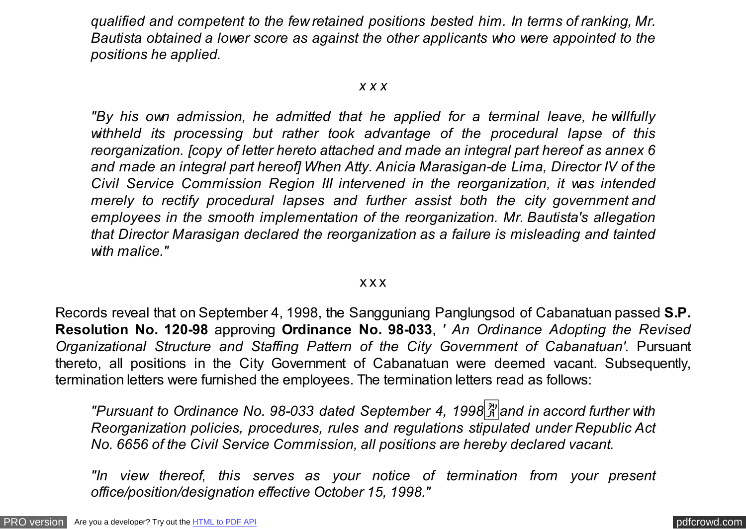*qualified and competent to the few retained positions bested him. In terms of ranking, Mr. Bautista obtained a lower score as against the other applicants who were appointed to the positions he applied.*

*x x x*

*"By his own admission, he admitted that he applied for a terminal leave, he willfully withheld its processing but rather took advantage of the procedural lapse of this reorganization. [copy of letter hereto attached and made an integral part hereof as annex 6 and made an integral part hereof] When Atty. Anicia Marasigan-de Lima, Director IV of the Civil Service Commission Region III intervened in the reorganization, it was intended merely to rectify procedural lapses and further assist both the city government and employees in the smooth implementation of the reorganization. Mr. Bautista's allegation that Director Marasigan declared the reorganization as a failure is misleading and tainted with malice."*

x x x

Records reveal that on September 4, 1998, the Sangguniang Panglungsod of Cabanatuan passed **S.P. Resolution No. 120-98** approving **Ordinance No. 98-033**, *' An Ordinance Adopting the Revised Organizational Structure and Staffing Pattern of the City Government of Cabanatuan'.* Pursuant thereto, all positions in the City Government of Cabanatuan were deemed vacant. Subsequently, termination letters were furnished the employees. The termination letters read as follows:

*"Pursuant to Ordinance No. 98-033 dated September 4, 1998 and in accord further with Reorganization policies, procedures, rules and regulations stipulated under Republic Act No. 6656 of the Civil Service Commission, all positions are hereby declared vacant.*

*"In view thereof, this serves as your notice of termination from your present office/position/designation effective October 15, 1998."*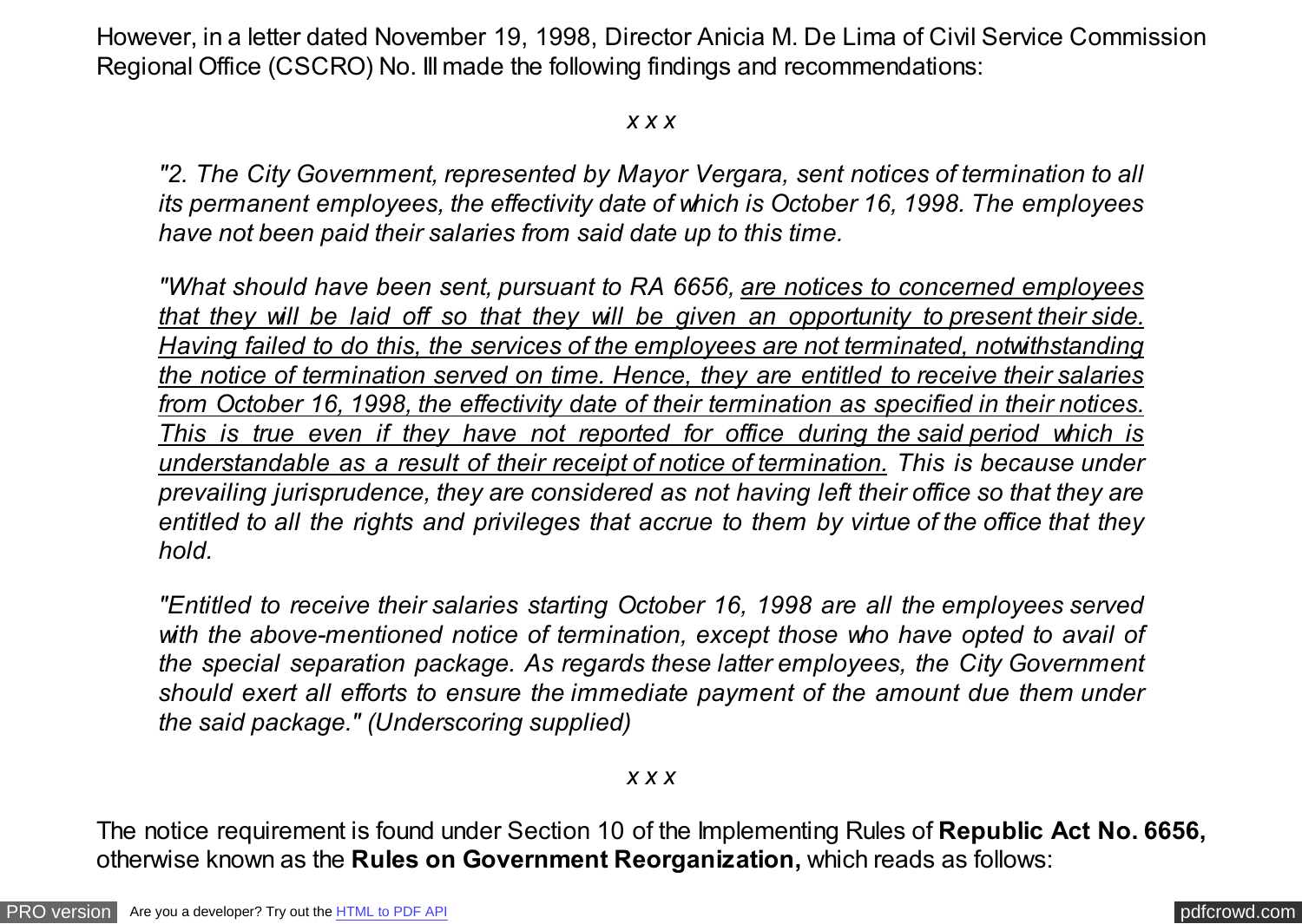However, in a letter dated November 19, 1998, Director Anicia M. De Lima of Civil Service Commission Regional Office (CSCRO) No. III made the following findings and recommendations:

*x x x*

> *"2. The City Government, represented by Mayor Vergara, sent notices of termination to all its permanent employees, the effectivity date of which is October 16, 1998. The employees have not been paid their salaries from said date up to this time.*
>
> *"What should have been sent, pursuant to RA 6656, <u>are notices to concerned employees that they will be laid off so that they will be given an opportunity to present their side. Having failed to do this, the services of the employees are not terminated, notwithstanding the notice of termination served on time. Hence, they are entitled to receive their salaries from October 16, 1998, the effectivity date of their termination as specified in their notices. This is true even if they have not reported for office during the said period which is understandable as a result of their receipt of notice of termination.</u> This is because under prevailing jurisprudence, they are considered as not having left their office so that they are entitled to all the rights and privileges that accrue to them by virtue of the office that they hold.*
>
> *"Entitled to receive their salaries starting October 16, 1998 are all the employees served with the above-mentioned notice of termination, except those who have opted to avail of the special separation package. As regards these latter employees, the City Government should exert all efforts to ensure the immediate payment of the amount due them under the said package." (Underscoring supplied)*

*x x x*

The notice requirement is found under Section 10 of the Implementing Rules of **Republic Act No. 6656,** otherwise known as the **Rules on Government Reorganization,** which reads as follows: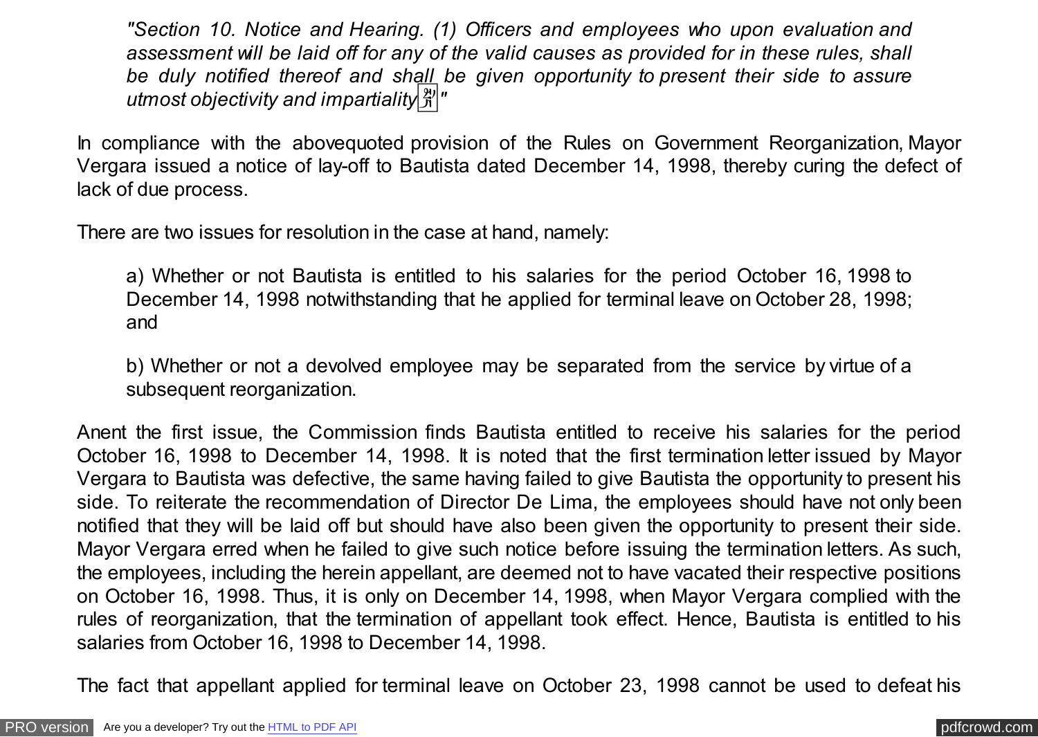> *"Section 10. Notice and Hearing. (1) Officers and employees who upon evaluation and assessment will be laid off for any of the valid causes as provided for in these rules, shall be duly notified thereof and shall be given opportunity to present their side to assure utmost objectivity and impartiality."*

In compliance with the abovequoted provision of the Rules on Government Reorganization, Mayor Vergara issued a notice of lay-off to Bautista dated December 14, 1998, thereby curing the defect of lack of due process.

There are two issues for resolution in the case at hand, namely:

> a) Whether or not Bautista is entitled to his salaries for the period October 16, 1998 to December 14, 1998 notwithstanding that he applied for terminal leave on October 28, 1998; and
>
> b) Whether or not a devolved employee may be separated from the service by virtue of a subsequent reorganization.

Anent the first issue, the Commission finds Bautista entitled to receive his salaries for the period October 16, 1998 to December 14, 1998. It is noted that the first termination letter issued by Mayor Vergara to Bautista was defective, the same having failed to give Bautista the opportunity to present his side. To reiterate the recommendation of Director De Lima, the employees should have not only been notified that they will be laid off but should have also been given the opportunity to present their side. Mayor Vergara erred when he failed to give such notice before issuing the termination letters. As such, the employees, including the herein appellant, are deemed not to have vacated their respective positions on October 16, 1998. Thus, it is only on December 14, 1998, when Mayor Vergara complied with the rules of reorganization, that the termination of appellant took effect. Hence, Bautista is entitled to his salaries from October 16, 1998 to December 14, 1998.

The fact that appellant applied for terminal leave on October 23, 1998 cannot be used to defeat his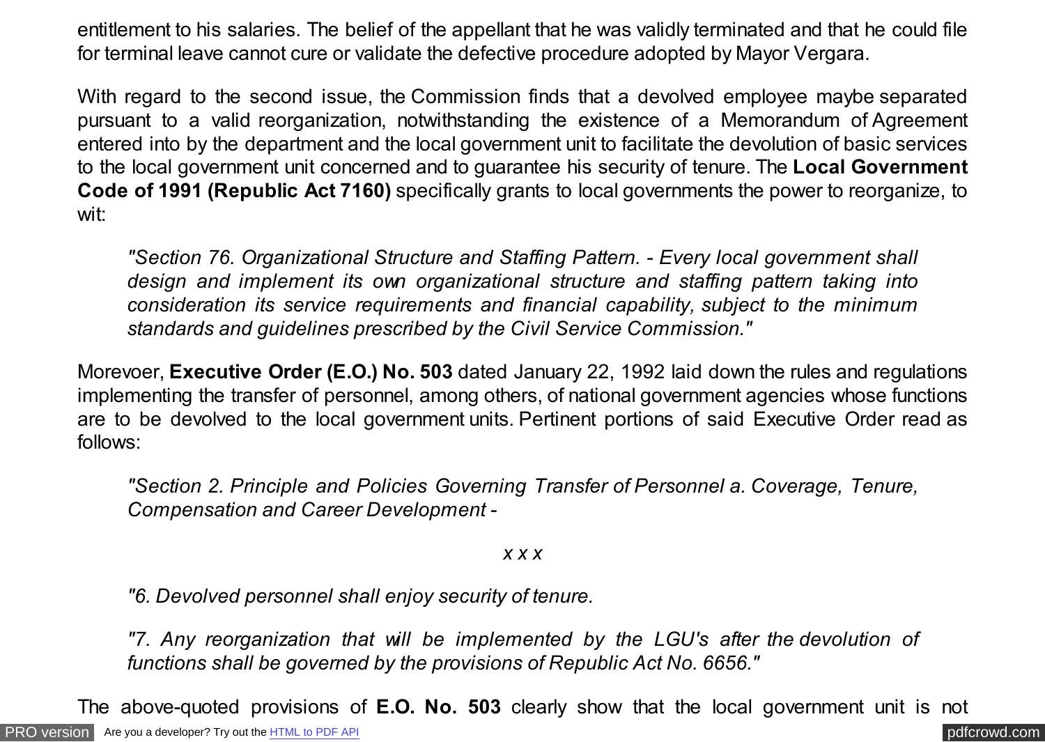entitlement to his salaries. The belief of the appellant that he was validly terminated and that he could file for terminal leave cannot cure or validate the defective procedure adopted by Mayor Vergara.

With regard to the second issue, the Commission finds that a devolved employee maybe separated pursuant to a valid reorganization, notwithstanding the existence of a Memorandum of Agreement entered into by the department and the local government unit to facilitate the devolution of basic services to the local government unit concerned and to guarantee his security of tenure. The **Local Government Code of 1991 (Republic Act 7160)** specifically grants to local governments the power to reorganize, to wit:

> *"Section 76. Organizational Structure and Staffing Pattern. - Every local government shall design and implement its own organizational structure and staffing pattern taking into consideration its service requirements and financial capability, subject to the minimum standards and guidelines prescribed by the Civil Service Commission."*

Morevoer, **Executive Order (E.O.) No. 503** dated January 22, 1992 laid down the rules and regulations implementing the transfer of personnel, among others, of national government agencies whose functions are to be devolved to the local government units. Pertinent portions of said Executive Order read as follows:

> *"Section 2. Principle and Policies Governing Transfer of Personnel a. Coverage, Tenure, Compensation and Career Development -*
>
> *x x x*
>
> *"6. Devolved personnel shall enjoy security of tenure.*
>
> *"7. Any reorganization that will be implemented by the LGU's after the devolution of functions shall be governed by the provisions of Republic Act No. 6656."*

The above-quoted provisions of **E.O. No. 503** clearly show that the local government unit is not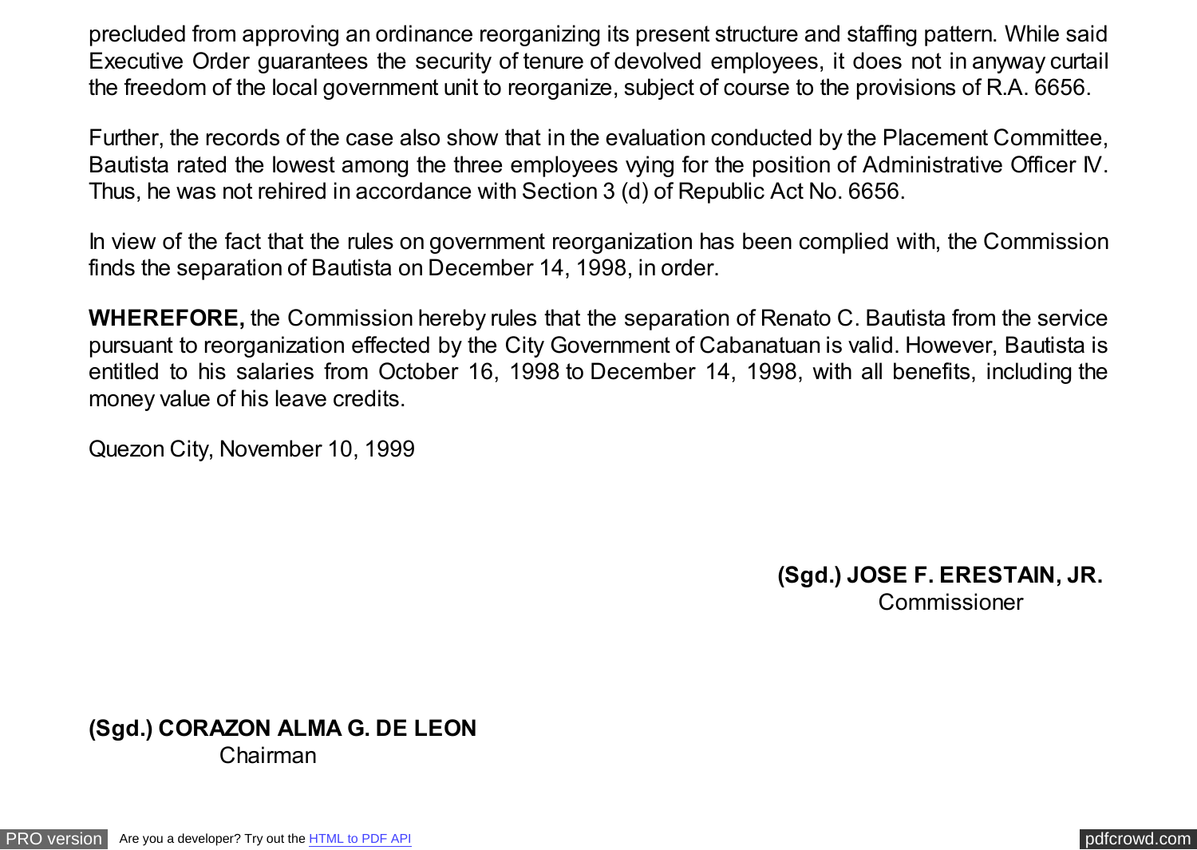precluded from approving an ordinance reorganizing its present structure and staffing pattern. While said Executive Order guarantees the security of tenure of devolved employees, it does not in anyway curtail the freedom of the local government unit to reorganize, subject of course to the provisions of R.A. 6656.

Further, the records of the case also show that in the evaluation conducted by the Placement Committee, Bautista rated the lowest among the three employees vying for the position of Administrative Officer IV. Thus, he was not rehired in accordance with Section 3 (d) of Republic Act No. 6656.

In view of the fact that the rules on government reorganization has been complied with, the Commission finds the separation of Bautista on December 14, 1998, in order.

**WHEREFORE,** the Commission hereby rules that the separation of Renato C. Bautista from the service pursuant to reorganization effected by the City Government of Cabanatuan is valid. However, Bautista is entitled to his salaries from October 16, 1998 to December 14, 1998, with all benefits, including the money value of his leave credits.

Quezon City, November 10, 1999

**(Sgd.) JOSE F. ERESTAIN, JR.**
Commissioner

**(Sgd.) CORAZON ALMA G. DE LEON**
Chairman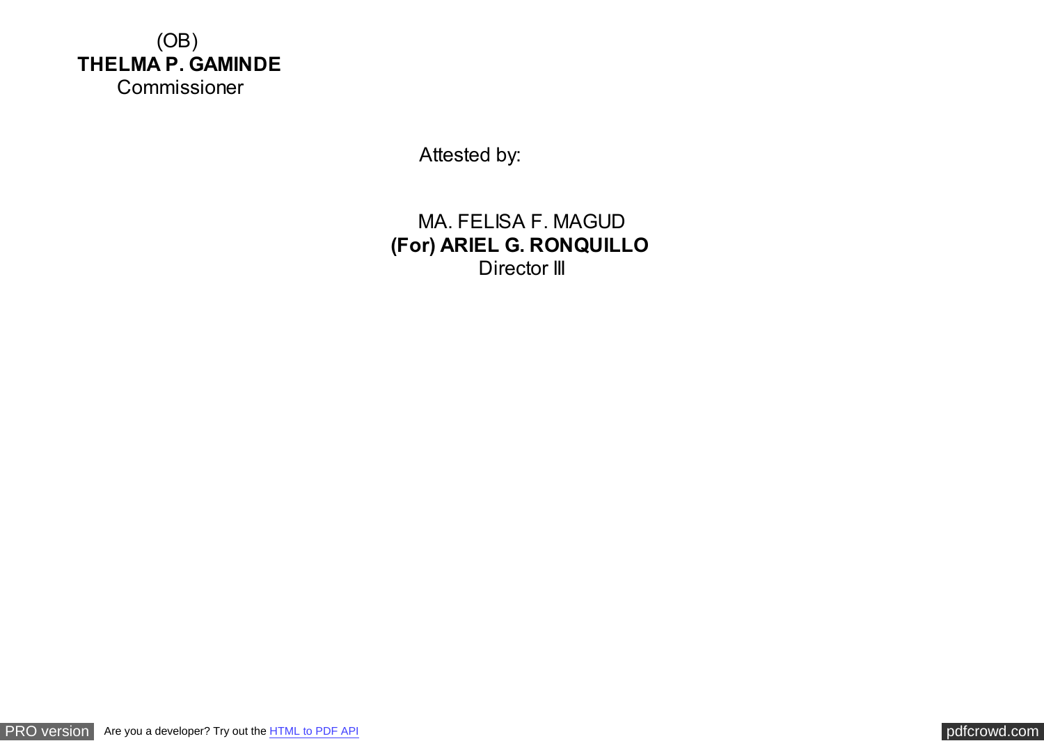(OB)
**THELMA P. GAMINDE**
Commissioner

Attested by:

MA. FELISA F. MAGUD
**(For) ARIEL G. RONQUILLO**
Director III